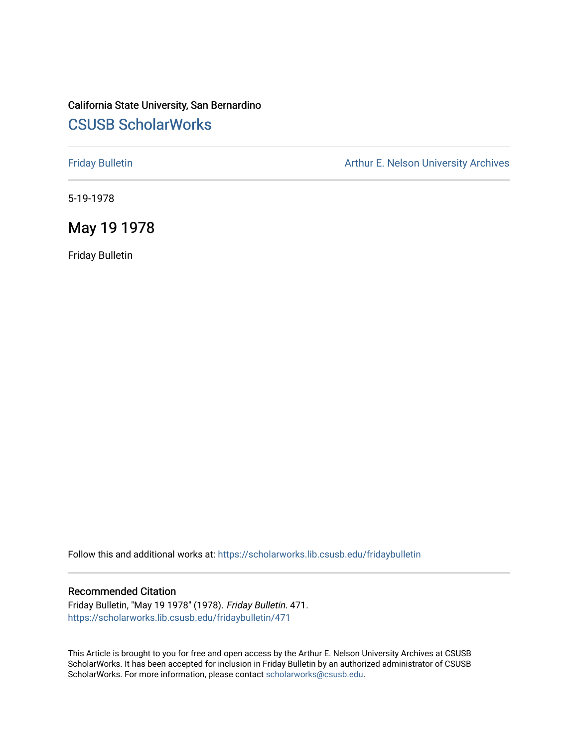California State University, San Bernardino

# CSUSB ScholarWorks

Friday Bulletin

Arthur E. Nelson University Archives

5-19-1978

## May 19 1978

Friday Bulletin

Follow this and additional works at: https://scholarworks.lib.csusb.edu/fridaybulletin

### Recommended Citation

Friday Bulletin, "May 19 1978" (1978). *Friday Bulletin*. 471.
https://scholarworks.lib.csusb.edu/fridaybulletin/471

This Article is brought to you for free and open access by the Arthur E. Nelson University Archives at CSUSB ScholarWorks. It has been accepted for inclusion in Friday Bulletin by an authorized administrator of CSUSB ScholarWorks. For more information, please contact scholarworks@csusb.edu.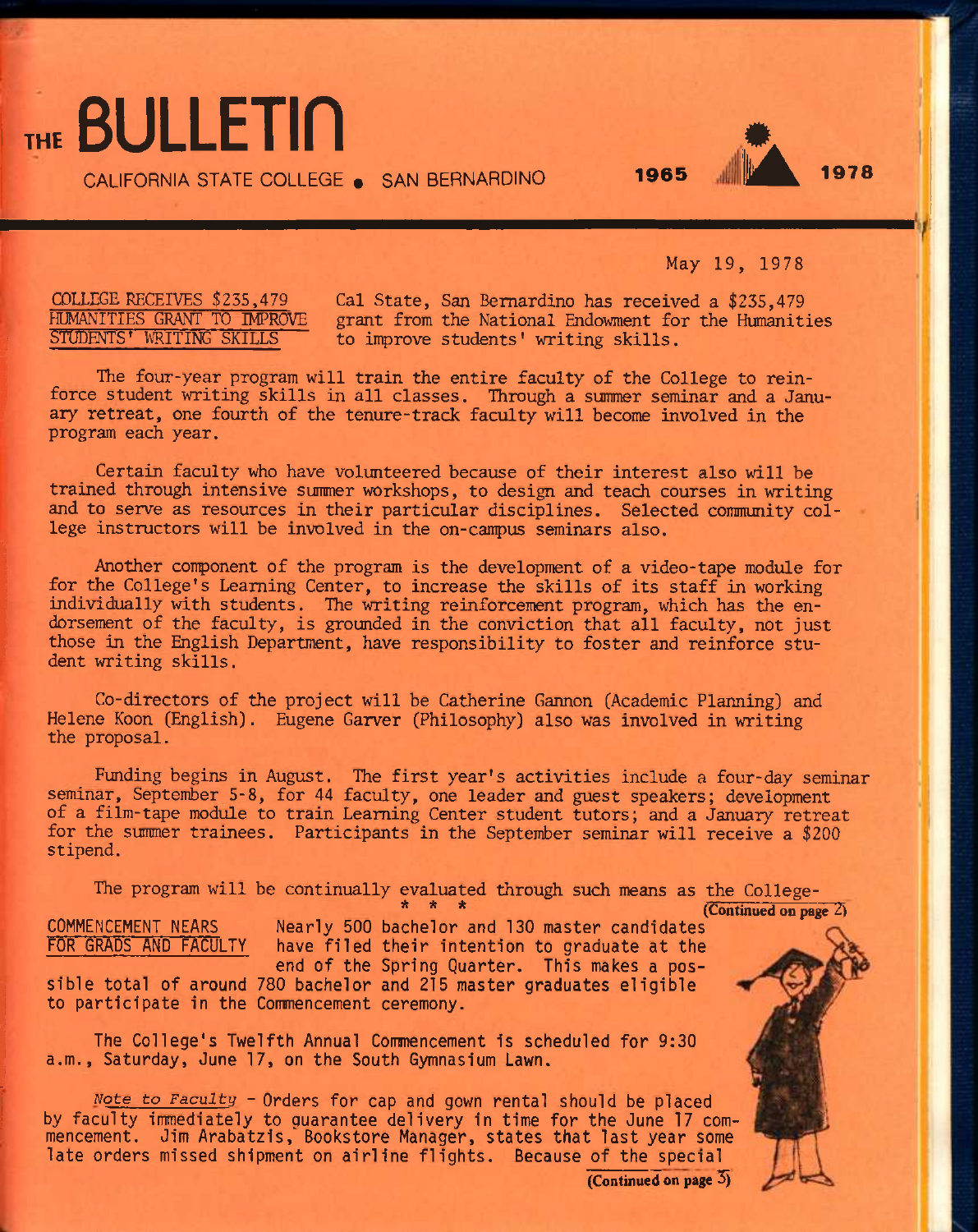# THE BULLETIN

CALIFORNIA STATE COLLEGE • SAN BERNARDINO

1965 1978

May 19, 1978

**COLLEGE RECEIVES $235,479 HUMANITIES GRANT TO IMPROVE STUDENTS' WRITING SKILLS**

Cal State, San Bernardino has received a $235,479 grant from the National Endowment for the Humanities to improve students' writing skills.

The four-year program will train the entire faculty of the College to reinforce student writing skills in all classes. Through a summer seminar and a January retreat, one fourth of the tenure-track faculty will become involved in the program each year.

Certain faculty who have volunteered because of their interest also will be trained through intensive summer workshops, to design and teach courses in writing and to serve as resources in their particular disciplines. Selected community college instructors will be involved in the on-campus seminars also.

Another component of the program is the development of a video-tape module for for the College's Learning Center, to increase the skills of its staff in working individually with students. The writing reinforcement program, which has the endorsement of the faculty, is grounded in the conviction that all faculty, not just those in the English Department, have responsibility to foster and reinforce student writing skills.

Co-directors of the project will be Catherine Gannon (Academic Planning) and Helene Koon (English). Eugene Garver (Philosophy) also was involved in writing the proposal.

Funding begins in August. The first year's activities include a four-day seminar seminar, September 5-8, for 44 faculty, one leader and guest speakers; development of a film-tape module to train Learning Center student tutors; and a January retreat for the summer trainees. Participants in the September seminar will receive a $200 stipend.

The program will be continually evaluated through such means as the College-

(Continued on page 2)

\* \* \*

**COMMENCEMENT NEARS FOR GRADS AND FACULTY**

Nearly 500 bachelor and 130 master candidates have filed their intention to graduate at the end of the Spring Quarter. This makes a possible total of around 780 bachelor and 215 master graduates eligible to participate in the Commencement ceremony.

The College's Twelfth Annual Commencement is scheduled for 9:30 a.m., Saturday, June 17, on the South Gymnasium Lawn.

*Note to Faculty* - Orders for cap and gown rental should be placed by faculty immediately to guarantee delivery in time for the June 17 commencement. Jim Arabatzis, Bookstore Manager, states that last year some late orders missed shipment on airline flights. Because of the special

(Continued on page 3)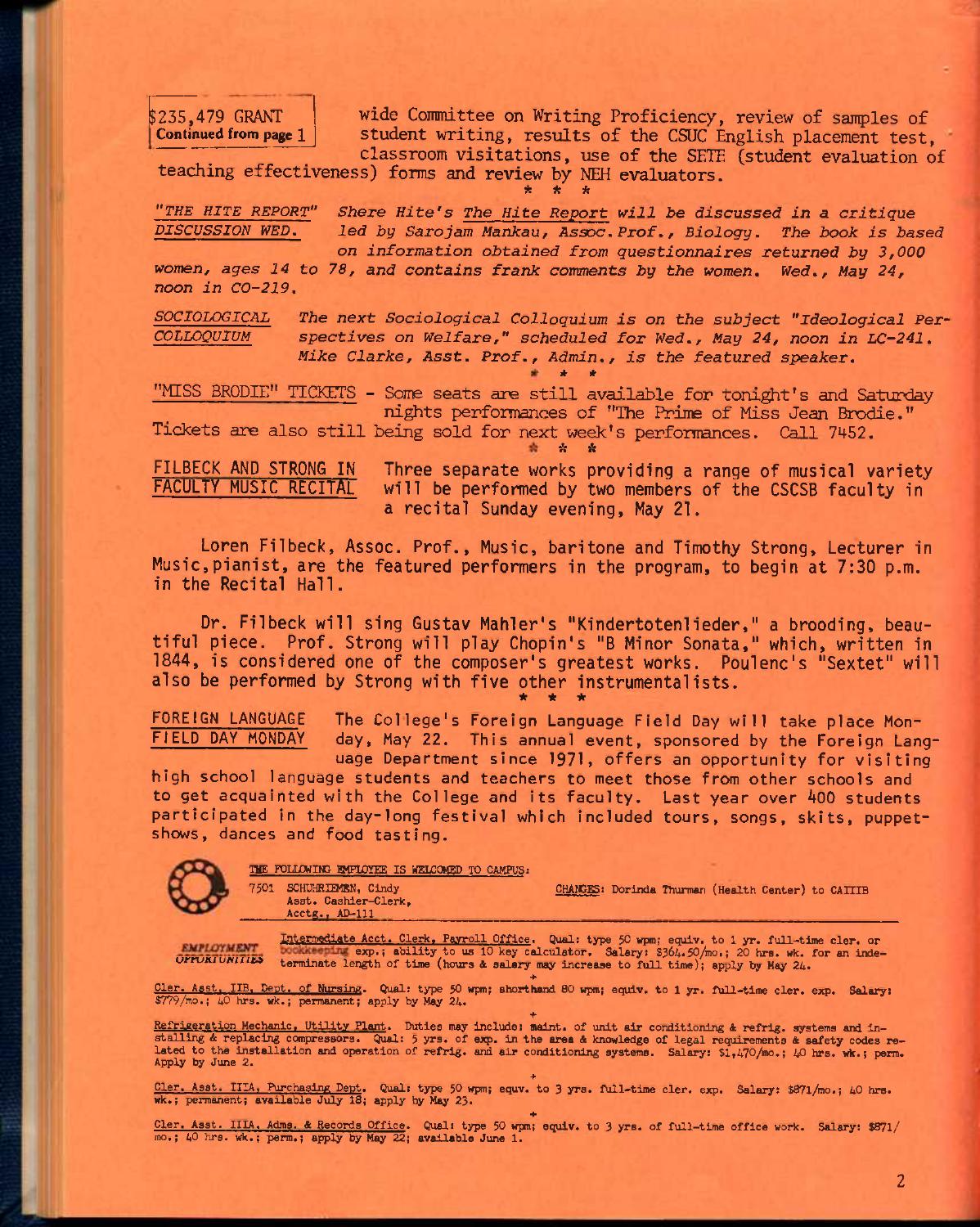**$235,479 GRANT**
**Continued from page 1**

wide Committee on Writing Proficiency, review of samples of student writing, results of the CSUC English placement test, classroom visitations, use of the SETE (student evaluation of teaching effectiveness) forms and review by NEH evaluators.

\* \* \*

*"THE HITE REPORT" DISCUSSION WED.* *Shere Hite's The Hite Report will be discussed in a critique led by Sarojam Mankau, Assoc. Prof., Biology. The book is based on information obtained from questionnaires returned by 3,000 women, ages 14 to 78, and contains frank comments by the women. Wed., May 24, noon in CO-219.*

*SOCIOLOGICAL COLLOQUIUM* *The next Sociological Colloquium is on the subject "Ideological Perspectives on Welfare," scheduled for Wed., May 24, noon in LC-241. Mike Clarke, Asst. Prof., Admin., is the featured speaker.*

\* \* \*

"MISS BRODIE" TICKETS - Some seats are still available for tonight's and Saturday nights performances of "The Prime of Miss Jean Brodie." Tickets are also still being sold for next week's performances. Call 7452.

\* \* \*

**FILBECK AND STRONG IN FACULTY MUSIC RECITAL** Three separate works providing a range of musical variety will be performed by two members of the CSCSB faculty in a recital Sunday evening, May 21.

Loren Filbeck, Assoc. Prof., Music, baritone and Timothy Strong, Lecturer in Music, pianist, are the featured performers in the program, to begin at 7:30 p.m. in the Recital Hall.

Dr. Filbeck will sing Gustav Mahler's "Kindertotenlieder," a brooding, beautiful piece. Prof. Strong will play Chopin's "B Minor Sonata," which, written in 1844, is considered one of the composer's greatest works. Poulenc's "Sextet" will also be performed by Strong with five other instrumentalists.

\* \* \*

**FOREIGN LANGUAGE FIELD DAY MONDAY** The College's Foreign Language Field Day will take place Monday, May 22. This annual event, sponsored by the Foreign Language Department since 1971, offers an opportunity for visiting high school language students and teachers to meet those from other schools and to get acquainted with the College and its faculty. Last year over 400 students participated in the day-long festival which included tours, songs, skits, puppet-shows, dances and food tasting.

THE FOLLOWING EMPLOYEE IS WELCOMED TO CAMPUS:

7501 SCHUHRIEMEN, Cindy
Asst. Cashier-Clerk,
Acctg., AD-111

CHANGES: Dorinda Thurman (Health Center) to CAIIIB

**EMPLOYMENT OPPORTUNITIES**

Intermediate Acct. Clerk, Payroll Office. Qual: type 50 wpm; equiv. to 1 yr. full-time cler. or bookkeeping exp.; ability to us 10 key calculator. Salary: $364.50/mo.; 20 hrs. wk. for an indeterminate length of time (hours & salary may increase to full time); apply by May 24.

\+

Cler. Asst. IIB, Dept. of Nursing. Qual: type 50 wpm; shorthand 80 wpm; equiv. to 1 yr. full-time cler. exp. Salary: $779/mo.; 40 hrs. wk.; permanent; apply by May 24.

\+

Refrigeration Mechanic, Utility Plant. Duties may include: maint. of unit air conditioning & refrig. systems and installing & replacing compressors. Qual: 5 yrs. of exp. in the area & knowledge of legal requirements & safety codes related to the installation and operation of refrig. and air conditioning systems. Salary: $1,470/mo.; 40 hrs. wk.; perm. Apply by June 2.

\+

Cler. Asst. IIIA, Purchasing Dept. Qual: type 50 wpm; equv. to 3 yrs. full-time cler. exp. Salary: $871/mo.; 40 hrs. wk.; permanent; available July 18; apply by May 23.

\+

Cler. Asst. IIIA, Adms. & Records Office. Qual: type 50 wpm; equiv. to 3 yrs. of full-time office work. Salary: $871/mo.; 40 hrs. wk.; perm.; apply by May 22; available June 1.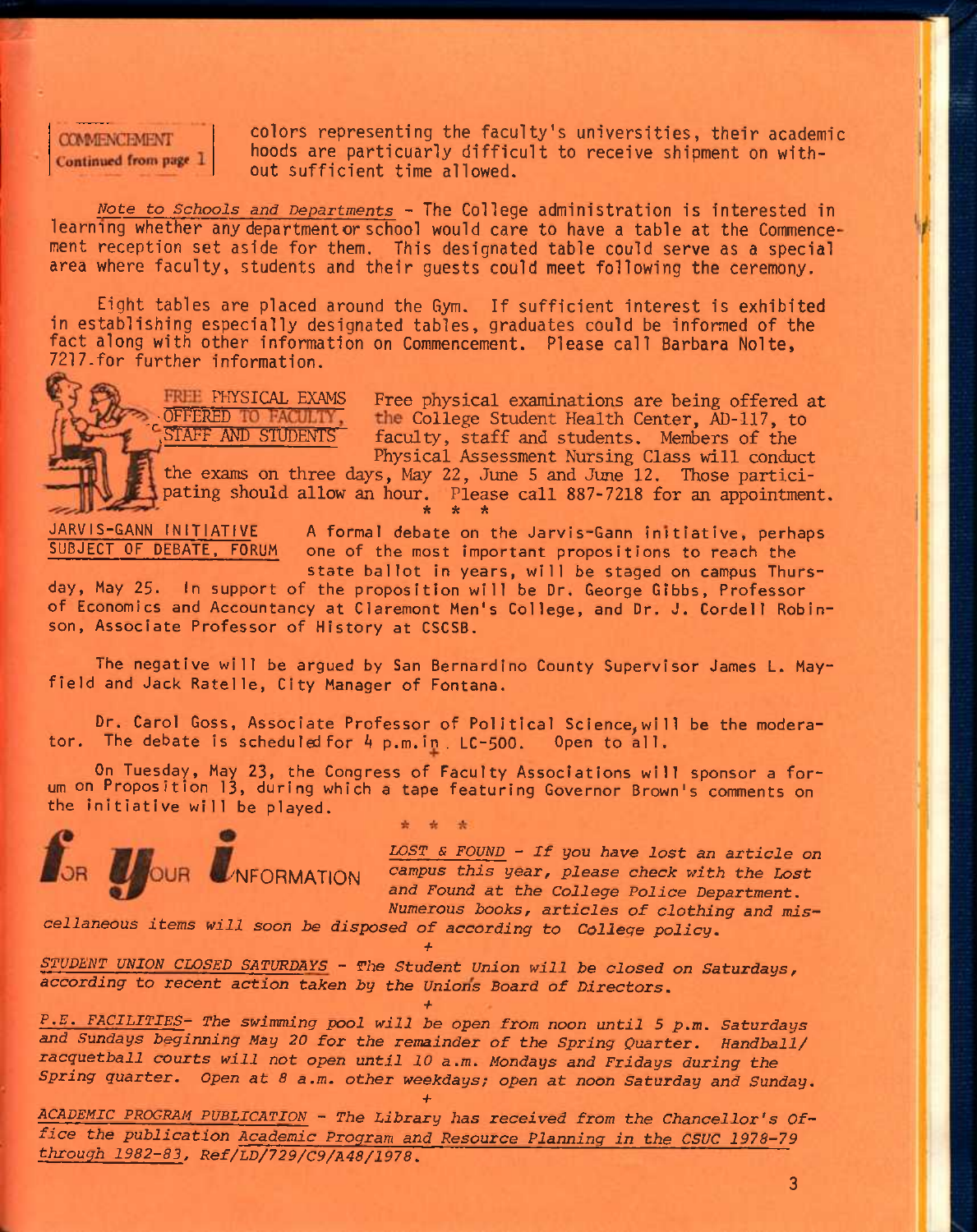COMMENCEMENT
Continued from page 1

colors representing the faculty's universities, their academic hoods are particuarly difficult to receive shipment on without sufficient time allowed.

*Note to Schools and Departments* - The College administration is interested in learning whether any department or school would care to have a table at the Commencement reception set aside for them. This designated table could serve as a special area where faculty, students and their guests could meet following the ceremony.

Eight tables are placed around the Gym. If sufficient interest is exhibited in establishing especially designated tables, graduates could be informed of the fact along with other information on Commencement. Please call Barbara Nolte, 7217 for further information.

## FREE PHYSICAL EXAMS OFFERED TO FACULTY, STAFF AND STUDENTS

Free physical examinations are being offered at the College Student Health Center, AD-117, to faculty, staff and students. Members of the Physical Assessment Nursing Class will conduct the exams on three days, May 22, June 5 and June 12. Those participating should allow an hour. Please call 887-7218 for an appointment.

\* \* \*

## JARVIS-GANN INITIATIVE SUBJECT OF DEBATE, FORUM

A formal debate on the Jarvis-Gann initiative, perhaps one of the most important propositions to reach the state ballot in years, will be staged on campus Thursday, May 25. In support of the proposition will be Dr. George Gibbs, Professor of Economics and Accountancy at Claremont Men's College, and Dr. J. Cordell Robinson, Associate Professor of History at CSCSB.

The negative will be argued by San Bernardino County Supervisor James L. Mayfield and Jack Ratelle, City Manager of Fontana.

Dr. Carol Goss, Associate Professor of Political Science, will be the moderator. The debate is scheduled for 4 p.m. in LC-500. Open to all.

On Tuesday, May 23, the Congress of Faculty Associations will sponsor a forum on Proposition 13, during which a tape featuring Governor Brown's comments on the initiative will be played.

\* \* \*

## FOR YOUR INFORMATION

*LOST & FOUND - If you have lost an article on campus this year, please check with the Lost and Found at the College Police Department. Numerous books, articles of clothing and miscellaneous items will soon be disposed of according to College policy.*

+

*STUDENT UNION CLOSED SATURDAYS - The Student Union will be closed on Saturdays, according to recent action taken by the Union's Board of Directors.*

+

*P.E. FACILITIES- The swimming pool will be open from noon until 5 p.m. Saturdays and Sundays beginning May 20 for the remainder of the Spring Quarter. Handball/racquetball courts will not open until 10 a.m. Mondays and Fridays during the Spring quarter. Open at 8 a.m. other weekdays; open at noon Saturday and Sunday.*

+

*ACADEMIC PROGRAM PUBLICATION - The Library has received from the Chancellor's Office the publication Academic Program and Resource Planning in the CSUC 1978-79 through 1982-83, Ref/LD/729/C9/A48/1978.*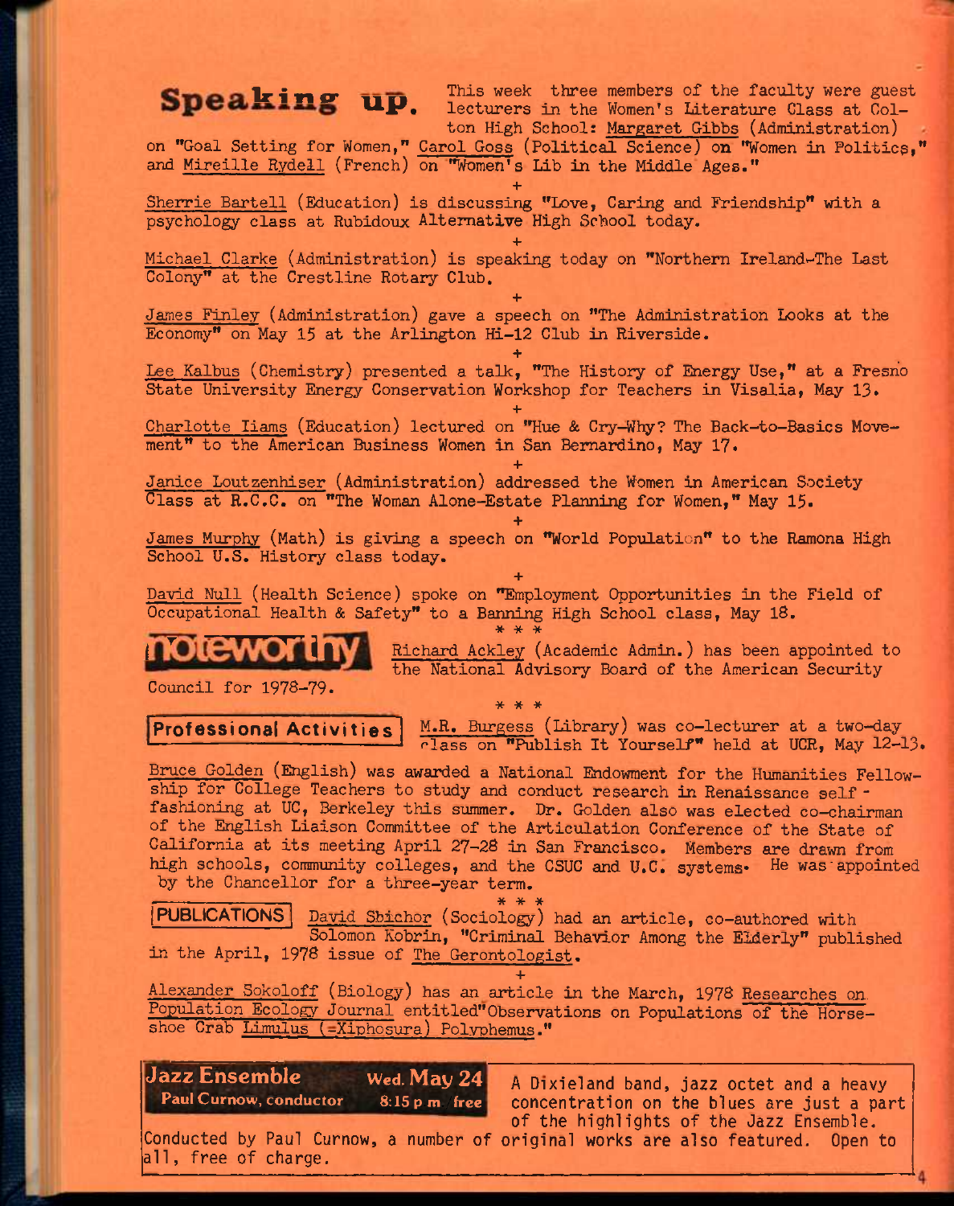## Speaking up.

This week three members of the faculty were guest lecturers in the Women's Literature Class at Colton High School: Margaret Gibbs (Administration) on "Goal Setting for Women," Carol Goss (Political Science) on "Women in Politics," and Mireille Rydell (French) on "Women's Lib in the Middle Ages."

+

Sherrie Bartell (Education) is discussing "Love, Caring and Friendship" with a psychology class at Rubidoux Alternative High School today.

+

Michael Clarke (Administration) is speaking today on "Northern Ireland-The Last Colony" at the Crestline Rotary Club.

+

James Finley (Administration) gave a speech on "The Administration Looks at the Economy" on May 15 at the Arlington Hi-12 Club in Riverside.

+

Lee Kalbus (Chemistry) presented a talk, "The History of Energy Use," at a Fresno State University Energy Conservation Workshop for Teachers in Visalia, May 13.

+

Charlotte Iiams (Education) lectured on "Hue & Cry-Why? The Back-to-Basics Movement" to the American Business Women in San Bernardino, May 17.

+

Janice Loutzenhiser (Administration) addressed the Women in American Society Class at R.C.C. on "The Woman Alone-Estate Planning for Women," May 15.

+

James Murphy (Math) is giving a speech on "World Population" to the Ramona High School U.S. History class today.

+

David Null (Health Science) spoke on "Employment Opportunities in the Field of Occupational Health & Safety" to a Banning High School class, May 18.

\* \* \*

## noteworthy

Richard Ackley (Academic Admin.) has been appointed to the National Advisory Board of the American Security Council for 1978-79.

\* \* \*

## Professional Activities

M.R. Burgess (Library) was co-lecturer at a two-day class on "Publish It Yourself" held at UCR, May 12-13.

Bruce Golden (English) was awarded a National Endowment for the Humanities Fellowship for College Teachers to study and conduct research in Renaissance self-fashioning at UC, Berkeley this summer. Dr. Golden also was elected co-chairman of the English Liaison Committee of the Articulation Conference of the State of California at its meeting April 27-28 in San Francisco. Members are drawn from high schools, community colleges, and the CSUC and U.C. systems. He was appointed by the Chancellor for a three-year term.

\* \* \*

## PUBLICATIONS

David Shichor (Sociology) had an article, co-authored with Solomon Kobrin, "Criminal Behavior Among the Elderly" published in the April, 1978 issue of The Gerontologist.

+

Alexander Sokoloff (Biology) has an article in the March, 1978 Researches on Population Ecology Journal entitled "Observations on Populations of the Horseshoe Crab Limulus (=Xiphosura) Polyphemus."

**Jazz Ensemble** — Paul Curnow, conductor — **Wed. May 24** — 8:15 p.m. free

A Dixieland band, jazz octet and a heavy concentration on the blues are just a part of the highlights of the Jazz Ensemble. Conducted by Paul Curnow, a number of original works are also featured. Open to all, free of charge.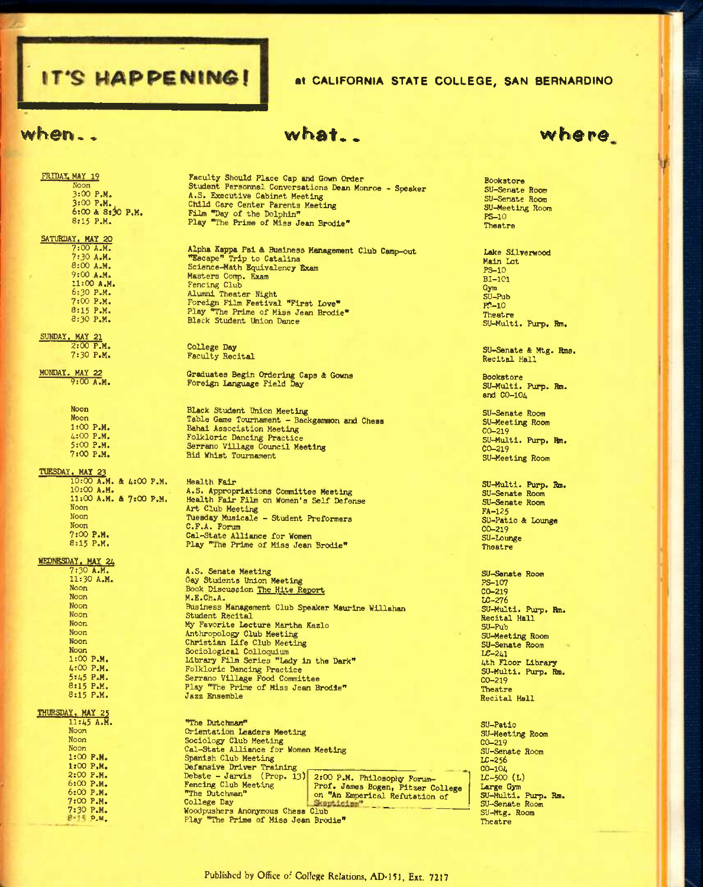# IT'S HAPPENING! at CALIFORNIA STATE COLLEGE, SAN BERNARDINO

| when.. | what.. | where. |
|---|---|---|
| **FRIDAY, MAY 19** | | |
| Noon | Faculty Should Place Cap and Gown Order | Bookstore |
| 3:00 P.M. | Student Personnel Conversations Dean Monroe - Speaker | SU-Senate Room |
| 3:00 P.M. | A.S. Executive Cabinet Meeting | SU-Senate Room |
| 6:00 & 8:30 P.M. | Child Care Center Parents Meeting | SU-Meeting Room |
| 8:15 P.M. | Film "Day of the Dolphin" | PS-10 |
| | Play "The Prime of Miss Jean Brodie" | Theatre |
| **SATURDAY, MAY 20** | | |
| 7:00 A.M. | Alpha Kappa Psi & Business Management Club Camp-out | Lake Silverwood |
| 7:30 A.M. | "Escape" Trip to Catalina | Main Lot |
| 8:00 A.M. | Science-Math Equivalency Exam | PS-10 |
| 9:00 A.M. | Masters Comp. Exam | BI-101 |
| 11:00 A.M. | Fencing Club | Gym |
| 6:30 P.M. | Alumni Theater Night | SU-Pub |
| 7:00 P.M. | Foreign Film Festival "First Love" | PS-10 |
| 8:15 P.M. | Play "The Prime of Miss Jean Brodie" | Theatre |
| 8:30 P.M. | Black Student Union Dance | SU-Multi. Purp. Rm. |
| **SUNDAY, MAY 21** | | |
| 2:00 P.M. | College Day | SU-Senate & Mtg. Rms. |
| 7:30 P.M. | Faculty Recital | Recital Hall |
| **MONDAY, MAY 22** | | |
| 9:00 A.M. | Graduates Begin Ordering Caps & Gowns | Bookstore |
| | Foreign Language Field Day | SU-Multi. Purp. Rm. and CO-104 |
| Noon | Black Student Union Meeting | SU-Senate Room |
| Noon | Table Game Tournament - Backgammon and Chess | SU-Meeting Room |
| 1:00 P.M. | Bahai Association Meeting | CO-219 |
| 4:00 P.M. | Folkloric Dancing Practice | SU-Multi. Purp. Rm. |
| 5:00 P.M. | Serrano Village Council Meeting | CO-219 |
| 7:00 P.M. | Bid Whist Tournament | SU-Meeting Room |
| **TUESDAY, MAY 23** | | |
| 10:00 A.M. & 4:00 P.M. | Health Fair | SU-Multi. Purp. Rm. |
| 10:00 A.M. | A.S. Appropriations Committee Meeting | SU-Senate Room |
| 11:00 A.M. & 7:00 P.M. | Health Fair Film on Women's Self Defense | SU-Senate Room |
| Noon | Art Club Meeting | FA-125 |
| Noon | Tuesday Musicale - Student Preformers | SU-Patio & Lounge |
| Noon | C.F.A. Forum | CO-219 |
| 7:00 P.M. | Cal-State Alliance for Women | SU-Lounge |
| 8:15 P.M. | Play "The Prime of Miss Jean Brodie" | Theatre |
| **WEDNESDAY, MAY 24** | | |
| 7:30 A.M. | A.S. Senate Meeting | SU-Senate Room |
| 11:30 A.M. | Gay Students Union Meeting | PS-107 |
| Noon | Book Discussion The Hite Report | CO-219 |
| Noon | M.E.Ch.A. | LC-276 |
| Noon | Business Management Club Speaker Maurine Willahan | SU-Multi. Purp. Rm. |
| Noon | Student Recital | Recital Hall |
| Noon | My Favorite Lecture Martha Kazlo | SU-Pub |
| Noon | Anthropology Club Meeting | SU-Meeting Room |
| Noon | Christian Life Club Meeting | SU-Senate Room |
| Noon | Sociological Colloquium | LC-241 |
| 1:00 P.M. | Library Film Series "Lady in the Dark" | 4th Floor Library |
| 4:00 P.M. | Folkloric Dancing Practice | SU-Multi. Purp. Rm. |
| 5:45 P.M. | Serrano Village Food Committee | CO-219 |
| 8:15 P.M. | Play "The Prime of Miss Jean Brodie" | Theatre |
| 8:15 P.M. | Jazz Ensemble | Recital Hall |
| **THURSDAY, MAY 25** | | |
| 11:45 A.M. | "The Dutchman" | SU-Patio |
| Noon | Orientation Leaders Meeting | SU-Meeting Room |
| Noon | Sociology Club Meeting | CO-219 |
| Noon | Cal-State Alliance for Women Meeting | SU-Senate Room |
| 1:00 P.M. | Spanish Club Meeting | LC-256 |
| 1:00 P.M. | Defensive Driver Training | CO-104 |
| 2:00 P.M. | Debate - Jarvis (Prop. 13) | LC-500 (L) |
| 6:00 P.M. | Fencing Club Meeting | Large Gym |
| 6:00 P.M. | "The Dutchman" | SU-Multi. Purp. Rm. |
| 7:00 P.M. | College Day | SU-Senate Room |
| 7:30 P.M. | Woodpushers Anonymous Chess Club | SU-Mtg. Room |
| 8:15 P.M. | Play "The Prime of Miss Jean Brodie" | Theatre |

2:00 P.M. Philosophy Forum-Prof. James Bogen, Pitzer College on "An Emperical Refutation of Skepticism"

Published by Office of College Relations, AD-151, Ext. 7217